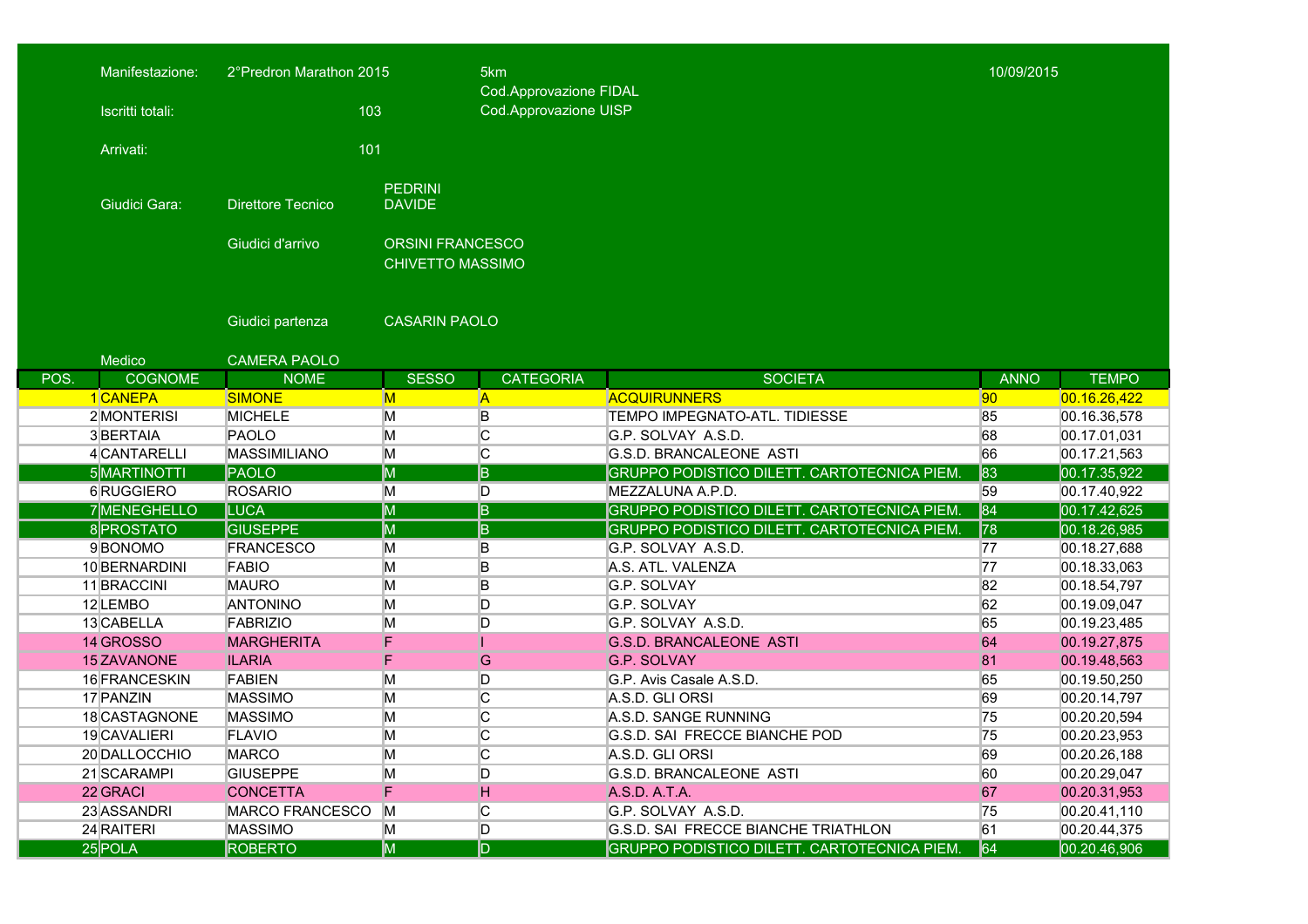Manifestazione: 2°Predron Marathon 2015 | 5km | 10/09/2015

Cod.Approvazione FIDAL

Cod.Approvazione UISP

Iscritti totali: 103

Arrivati: 101

Giudici Gara: Direttore Tecnico PEDRINI DAVIDE

Giudici d'arrivo ORSINI FRANCESCO, CHIVETTO MASSIMO

Giudici partenza CASARIN PAOLO

Medico CAMERA PAOLO

| POS. | COGNOME | NOME | SESSO | CATEGORIA | SOCIETA | ANNO | TEMPO |
|---|---|---|---|---|---|---|---|
| 1 | CANEPA | SIMONE | M | A | ACQUIRUNNERS | 90 | 00.16.26,422 |
| 2 | MONTERISI | MICHELE | M | B | TEMPO IMPEGNATO-ATL. TIDIESSE | 85 | 00.16.36,578 |
| 3 | BERTAIA | PAOLO | M | C | G.P. SOLVAY A.S.D. | 68 | 00.17.01,031 |
| 4 | CANTARELLI | MASSIMILIANO | M | C | G.S.D. BRANCALEONE ASTI | 66 | 00.17.21,563 |
| 5 | MARTINOTTI | PAOLO | M | B | GRUPPO PODISTICO DILETT. CARTOTECNICA PIEM. | 83 | 00.17.35,922 |
| 6 | RUGGIERO | ROSARIO | M | D | MEZZALUNA A.P.D. | 59 | 00.17.40,922 |
| 7 | MENEGHELLO | LUCA | M | B | GRUPPO PODISTICO DILETT. CARTOTECNICA PIEM. | 84 | 00.17.42,625 |
| 8 | PROSTATO | GIUSEPPE | M | B | GRUPPO PODISTICO DILETT. CARTOTECNICA PIEM. | 78 | 00.18.26,985 |
| 9 | BONOMO | FRANCESCO | M | B | G.P. SOLVAY A.S.D. | 77 | 00.18.27,688 |
| 10 | BERNARDINI | FABIO | M | B | A.S. ATL. VALENZA | 77 | 00.18.33,063 |
| 11 | BRACCINI | MAURO | M | B | G.P. SOLVAY | 82 | 00.18.54,797 |
| 12 | LEMBO | ANTONINO | M | D | G.P. SOLVAY | 62 | 00.19.09,047 |
| 13 | CABELLA | FABRIZIO | M | D | G.P. SOLVAY A.S.D. | 65 | 00.19.23,485 |
| 14 | GROSSO | MARGHERITA | F | I | G.S.D. BRANCALEONE ASTI | 64 | 00.19.27,875 |
| 15 | ZAVANONE | ILARIA | F | G | G.P. SOLVAY | 81 | 00.19.48,563 |
| 16 | FRANCESKIN | FABIEN | M | D | G.P. Avis Casale A.S.D. | 65 | 00.19.50,250 |
| 17 | PANZIN | MASSIMO | M | C | A.S.D. GLI ORSI | 69 | 00.20.14,797 |
| 18 | CASTAGNONE | MASSIMO | M | C | A.S.D. SANGE RUNNING | 75 | 00.20.20,594 |
| 19 | CAVALIERI | FLAVIO | M | C | G.S.D. SAI FRECCE BIANCHE POD | 75 | 00.20.23,953 |
| 20 | DALLOCCHIO | MARCO | M | C | A.S.D. GLI ORSI | 69 | 00.20.26,188 |
| 21 | SCARAMPI | GIUSEPPE | M | D | G.S.D. BRANCALEONE ASTI | 60 | 00.20.29,047 |
| 22 | GRACI | CONCETTA | F | H | A.S.D. A.T.A. | 67 | 00.20.31,953 |
| 23 | ASSANDRI | MARCO FRANCESCO | M | C | G.P. SOLVAY A.S.D. | 75 | 00.20.41,110 |
| 24 | RAITERI | MASSIMO | M | D | G.S.D. SAI FRECCE BIANCHE TRIATHLON | 61 | 00.20.44,375 |
| 25 | POLA | ROBERTO | M | D | GRUPPO PODISTICO DILETT. CARTOTECNICA PIEM. | 64 | 00.20.46,906 |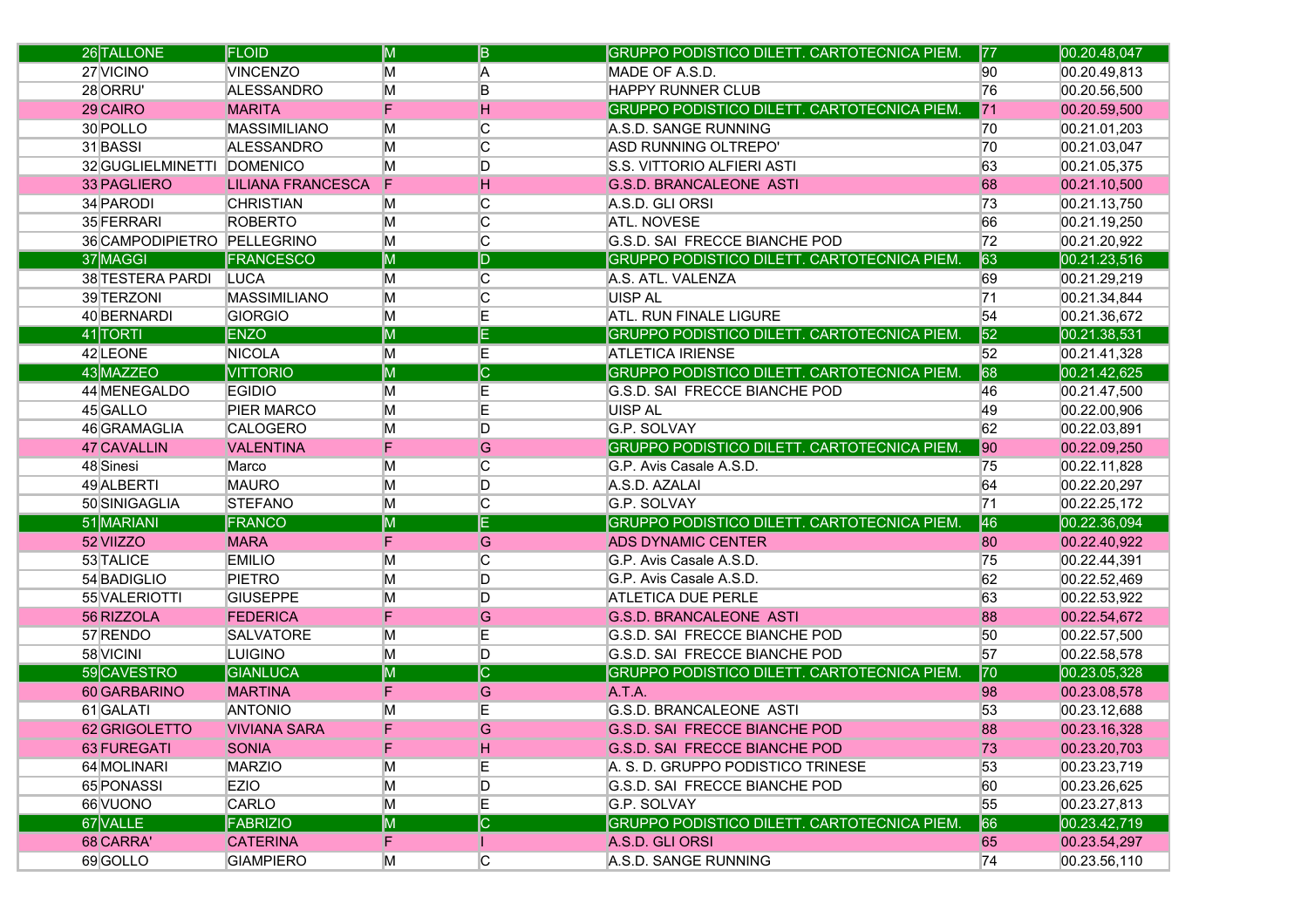| | | | | | | |
|---|---|---|---|---|---|---|
| 26 | TALLONE | FLOID | M | B | GRUPPO PODISTICO DILETT. CARTOTECNICA PIEM. | 77 | 00.20.48,047 |
| 27 | VICINO | VINCENZO | M | A | MADE OF A.S.D. | 90 | 00.20.49,813 |
| 28 | ORRU' | ALESSANDRO | M | B | HAPPY RUNNER CLUB | 76 | 00.20.56,500 |
| 29 | CAIRO | MARITA | F | H | GRUPPO PODISTICO DILETT. CARTOTECNICA PIEM. | 71 | 00.20.59,500 |
| 30 | POLLO | MASSIMILIANO | M | C | A.S.D. SANGE RUNNING | 70 | 00.21.01,203 |
| 31 | BASSI | ALESSANDRO | M | C | ASD RUNNING OLTREPO' | 70 | 00.21.03,047 |
| 32 | GUGLIELMINETTI | DOMENICO | M | D | S.S. VITTORIO ALFIERI ASTI | 63 | 00.21.05,375 |
| 33 | PAGLIERO | LILIANA FRANCESCA | F | H | G.S.D. BRANCALEONE ASTI | 68 | 00.21.10,500 |
| 34 | PARODI | CHRISTIAN | M | C | A.S.D. GLI ORSI | 73 | 00.21.13,750 |
| 35 | FERRARI | ROBERTO | M | C | ATL. NOVESE | 66 | 00.21.19,250 |
| 36 | CAMPODIPIETRO | PELLEGRINO | M | C | G.S.D. SAI FRECCE BIANCHE POD | 72 | 00.21.20,922 |
| 37 | MAGGI | FRANCESCO | M | D | GRUPPO PODISTICO DILETT. CARTOTECNICA PIEM. | 63 | 00.21.23,516 |
| 38 | TESTERA PARDI | LUCA | M | C | A.S. ATL. VALENZA | 69 | 00.21.29,219 |
| 39 | TERZONI | MASSIMILIANO | M | C | UISP AL | 71 | 00.21.34,844 |
| 40 | BERNARDI | GIORGIO | M | E | ATL. RUN FINALE LIGURE | 54 | 00.21.36,672 |
| 41 | TORTI | ENZO | M | E | GRUPPO PODISTICO DILETT. CARTOTECNICA PIEM. | 52 | 00.21.38,531 |
| 42 | LEONE | NICOLA | M | E | ATLETICA IRIENSE | 52 | 00.21.41,328 |
| 43 | MAZZEO | VITTORIO | M | C | GRUPPO PODISTICO DILETT. CARTOTECNICA PIEM. | 68 | 00.21.42,625 |
| 44 | MENEGALDO | EGIDIO | M | E | G.S.D. SAI FRECCE BIANCHE POD | 46 | 00.21.47,500 |
| 45 | GALLO | PIER MARCO | M | E | UISP AL | 49 | 00.22.00,906 |
| 46 | GRAMAGLIA | CALOGERO | M | D | G.P. SOLVAY | 62 | 00.22.03,891 |
| 47 | CAVALLIN | VALENTINA | F | G | GRUPPO PODISTICO DILETT. CARTOTECNICA PIEM. | 90 | 00.22.09,250 |
| 48 | Sinesi | Marco | M | C | G.P. Avis Casale A.S.D. | 75 | 00.22.11,828 |
| 49 | ALBERTI | MAURO | M | D | A.S.D. AZALAI | 64 | 00.22.20,297 |
| 50 | SINIGAGLIA | STEFANO | M | C | G.P. SOLVAY | 71 | 00.22.25,172 |
| 51 | MARIANI | FRANCO | M | E | GRUPPO PODISTICO DILETT. CARTOTECNICA PIEM. | 46 | 00.22.36,094 |
| 52 | VIIZZO | MARA | F | G | ADS DYNAMIC CENTER | 80 | 00.22.40,922 |
| 53 | TALICE | EMILIO | M | C | G.P. Avis Casale A.S.D. | 75 | 00.22.44,391 |
| 54 | BADIGLIO | PIETRO | M | D | G.P. Avis Casale A.S.D. | 62 | 00.22.52,469 |
| 55 | VALERIOTTI | GIUSEPPE | M | D | ATLETICA DUE PERLE | 63 | 00.22.53,922 |
| 56 | RIZZOLA | FEDERICA | F | G | G.S.D. BRANCALEONE ASTI | 88 | 00.22.54,672 |
| 57 | RENDO | SALVATORE | M | E | G.S.D. SAI FRECCE BIANCHE POD | 50 | 00.22.57,500 |
| 58 | VICINI | LUIGINO | M | D | G.S.D. SAI FRECCE BIANCHE POD | 57 | 00.22.58,578 |
| 59 | CAVESTRO | GIANLUCA | M | C | GRUPPO PODISTICO DILETT. CARTOTECNICA PIEM. | 70 | 00.23.05,328 |
| 60 | GARBARINO | MARTINA | F | G | A.T.A. | 98 | 00.23.08,578 |
| 61 | GALATI | ANTONIO | M | E | G.S.D. BRANCALEONE ASTI | 53 | 00.23.12,688 |
| 62 | GRIGOLETTO | VIVIANA SARA | F | G | G.S.D. SAI FRECCE BIANCHE POD | 88 | 00.23.16,328 |
| 63 | FUREGATI | SONIA | F | H | G.S.D. SAI FRECCE BIANCHE POD | 73 | 00.23.20,703 |
| 64 | MOLINARI | MARZIO | M | E | A. S. D. GRUPPO PODISTICO TRINESE | 53 | 00.23.23,719 |
| 65 | PONASSI | EZIO | M | D | G.S.D. SAI FRECCE BIANCHE POD | 60 | 00.23.26,625 |
| 66 | VUONO | CARLO | M | E | G.P. SOLVAY | 55 | 00.23.27,813 |
| 67 | VALLE | FABRIZIO | M | C | GRUPPO PODISTICO DILETT. CARTOTECNICA PIEM. | 66 | 00.23.42,719 |
| 68 | CARRA' | CATERINA | F | I | A.S.D. GLI ORSI | 65 | 00.23.54,297 |
| 69 | GOLLO | GIAMPIERO | M | C | A.S.D. SANGE RUNNING | 74 | 00.23.56,110 |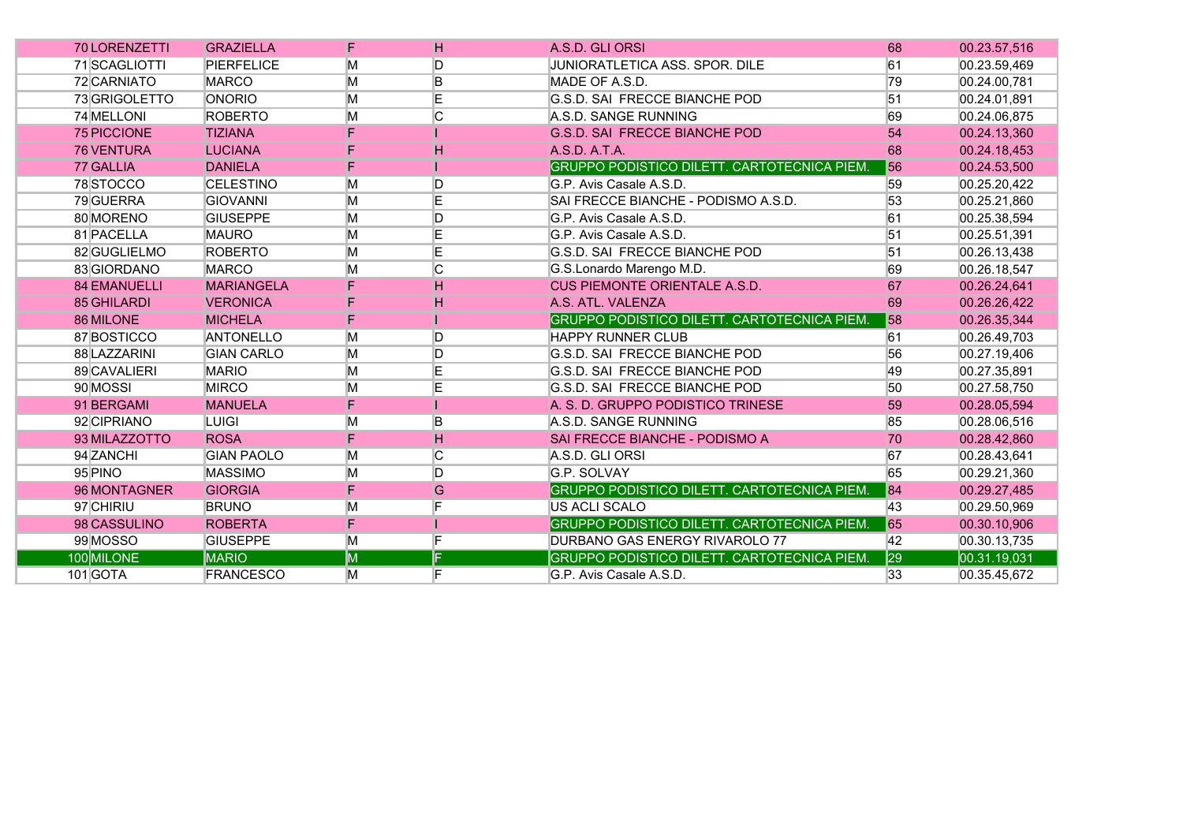| | | | | | | | |
|---|---|---|---|---|---|---|---|
| 70 | LORENZETTI | GRAZIELLA | F | H | A.S.D. GLI ORSI | 68 | 00.23.57,516 |
| 71 | SCAGLIOTTI | PIERFELICE | M | D | JUNIORATLETICA ASS. SPOR. DILE | 61 | 00.23.59,469 |
| 72 | CARNIATO | MARCO | M | B | MADE OF A.S.D. | 79 | 00.24.00,781 |
| 73 | GRIGOLETTO | ONORIO | M | E | G.S.D. SAI FRECCE BIANCHE POD | 51 | 00.24.01,891 |
| 74 | MELLONI | ROBERTO | M | C | A.S.D. SANGE RUNNING | 69 | 00.24.06,875 |
| 75 | PICCIONE | TIZIANA | F | I | G.S.D. SAI FRECCE BIANCHE POD | 54 | 00.24.13,360 |
| 76 | VENTURA | LUCIANA | F | H | A.S.D. A.T.A. | 68 | 00.24.18,453 |
| 77 | GALLIA | DANIELA | F | I | GRUPPO PODISTICO DILETT. CARTOTECNICA PIEM. | 56 | 00.24.53,500 |
| 78 | STOCCO | CELESTINO | M | D | G.P. Avis Casale A.S.D. | 59 | 00.25.20,422 |
| 79 | GUERRA | GIOVANNI | M | E | SAI FRECCE BIANCHE - PODISMO A.S.D. | 53 | 00.25.21,860 |
| 80 | MORENO | GIUSEPPE | M | D | G.P. Avis Casale A.S.D. | 61 | 00.25.38,594 |
| 81 | PACELLA | MAURO | M | E | G.P. Avis Casale A.S.D. | 51 | 00.25.51,391 |
| 82 | GUGLIELMO | ROBERTO | M | E | G.S.D. SAI FRECCE BIANCHE POD | 51 | 00.26.13,438 |
| 83 | GIORDANO | MARCO | M | C | G.S.Lonardo Marengo M.D. | 69 | 00.26.18,547 |
| 84 | EMANUELLI | MARIANGELA | F | H | CUS PIEMONTE ORIENTALE A.S.D. | 67 | 00.26.24,641 |
| 85 | GHILARDI | VERONICA | F | H | A.S. ATL. VALENZA | 69 | 00.26.26,422 |
| 86 | MILONE | MICHELA | F | I | GRUPPO PODISTICO DILETT. CARTOTECNICA PIEM. | 58 | 00.26.35,344 |
| 87 | BOSTICCO | ANTONELLO | M | D | HAPPY RUNNER CLUB | 61 | 00.26.49,703 |
| 88 | LAZZARINI | GIAN CARLO | M | D | G.S.D. SAI FRECCE BIANCHE POD | 56 | 00.27.19,406 |
| 89 | CAVALIERI | MARIO | M | E | G.S.D. SAI FRECCE BIANCHE POD | 49 | 00.27.35,891 |
| 90 | MOSSI | MIRCO | M | E | G.S.D. SAI FRECCE BIANCHE POD | 50 | 00.27.58,750 |
| 91 | BERGAMI | MANUELA | F | I | A. S. D. GRUPPO PODISTICO TRINESE | 59 | 00.28.05,594 |
| 92 | CIPRIANO | LUIGI | M | B | A.S.D. SANGE RUNNING | 85 | 00.28.06,516 |
| 93 | MILAZZOTTO | ROSA | F | H | SAI FRECCE BIANCHE - PODISMO A | 70 | 00.28.42,860 |
| 94 | ZANCHI | GIAN PAOLO | M | C | A.S.D. GLI ORSI | 67 | 00.28.43,641 |
| 95 | PINO | MASSIMO | M | D | G.P. SOLVAY | 65 | 00.29.21,360 |
| 96 | MONTAGNER | GIORGIA | F | G | GRUPPO PODISTICO DILETT. CARTOTECNICA PIEM. | 84 | 00.29.27,485 |
| 97 | CHIRIU | BRUNO | M | F | US ACLI SCALO | 43 | 00.29.50,969 |
| 98 | CASSULINO | ROBERTA | F | I | GRUPPO PODISTICO DILETT. CARTOTECNICA PIEM. | 65 | 00.30.10,906 |
| 99 | MOSSO | GIUSEPPE | M | F | DURBANO GAS ENERGY RIVAROLO 77 | 42 | 00.30.13,735 |
| 100 | MILONE | MARIO | M | F | GRUPPO PODISTICO DILETT. CARTOTECNICA PIEM. | 29 | 00.31.19,031 |
| 101 | GOTA | FRANCESCO | M | F | G.P. Avis Casale A.S.D. | 33 | 00.35.45,672 |